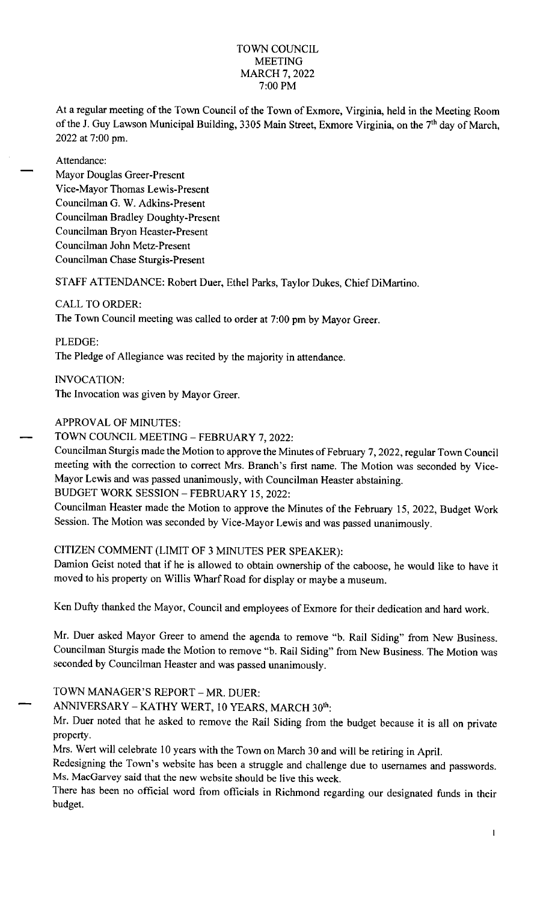# TOWN COUNCIL
## MEETING
## MARCH 7, 2022
## 7:00 PM

At a regular meeting of the Town Council of the Town of Exmore, Virginia, held in the Meeting Room of the J. Guy Lawson Municipal Building, 3305 Main Street, Exmore Virginia, on the 7th day of March, 2022 at 7:00 pm.

Attendance:
Mayor Douglas Greer-Present
Vice-Mayor Thomas Lewis-Present
Councilman G. W. Adkins-Present
Councilman Bradley Doughty-Present
Councilman Bryon Heaster-Present
Councilman John Metz-Present
Councilman Chase Sturgis-Present

STAFF ATTENDANCE: Robert Duer, Ethel Parks, Taylor Dukes, Chief DiMartino.

CALL TO ORDER:
The Town Council meeting was called to order at 7:00 pm by Mayor Greer.

PLEDGE:
The Pledge of Allegiance was recited by the majority in attendance.

INVOCATION:
The Invocation was given by Mayor Greer.

APPROVAL OF MINUTES:
TOWN COUNCIL MEETING – FEBRUARY 7, 2022:
Councilman Sturgis made the Motion to approve the Minutes of February 7, 2022, regular Town Council meeting with the correction to correct Mrs. Branch's first name. The Motion was seconded by Vice-Mayor Lewis and was passed unanimously, with Councilman Heaster abstaining.
BUDGET WORK SESSION – FEBRUARY 15, 2022:
Councilman Heaster made the Motion to approve the Minutes of the February 15, 2022, Budget Work Session. The Motion was seconded by Vice-Mayor Lewis and was passed unanimously.

CITIZEN COMMENT (LIMIT OF 3 MINUTES PER SPEAKER):
Damion Geist noted that if he is allowed to obtain ownership of the caboose, he would like to have it moved to his property on Willis Wharf Road for display or maybe a museum.

Ken Dufty thanked the Mayor, Council and employees of Exmore for their dedication and hard work.

Mr. Duer asked Mayor Greer to amend the agenda to remove "b. Rail Siding" from New Business. Councilman Sturgis made the Motion to remove "b. Rail Siding" from New Business. The Motion was seconded by Councilman Heaster and was passed unanimously.

TOWN MANAGER'S REPORT – MR. DUER:
ANNIVERSARY – KATHY WERT, 10 YEARS, MARCH 30th:
Mr. Duer noted that he asked to remove the Rail Siding from the budget because it is all on private property.
Mrs. Wert will celebrate 10 years with the Town on March 30 and will be retiring in April.
Redesigning the Town's website has been a struggle and challenge due to usernames and passwords. Ms. MacGarvey said that the new website should be live this week.
There has been no official word from officials in Richmond regarding our designated funds in their budget.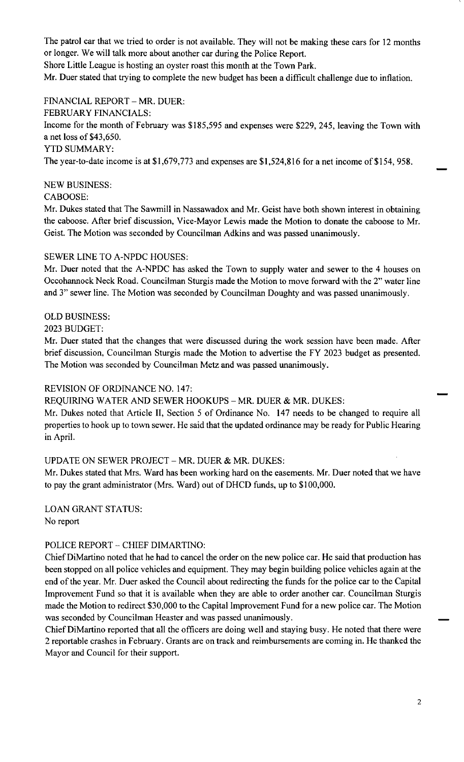The patrol car that we tried to order is not available. They will not be making these cars for 12 months or longer. We will talk more about another car during the Police Report.

Shore Little League is hosting an oyster roast this month at the Town Park.

Mr. Duer stated that trying to complete the new budget has been a difficult challenge due to inflation.

FINANCIAL REPORT – MR. DUER:

FEBRUARY FINANCIALS:

Income for the month of February was $185,595 and expenses were $229, 245, leaving the Town with a net loss of $43,650.

YTD SUMMARY:

The year-to-date income is at $1,679,773 and expenses are $1,524,816 for a net income of $154, 958.

NEW BUSINESS:

CABOOSE:

Mr. Dukes stated that The Sawmill in Nassawadox and Mr. Geist have both shown interest in obtaining the caboose. After brief discussion, Vice-Mayor Lewis made the Motion to donate the caboose to Mr. Geist. The Motion was seconded by Councilman Adkins and was passed unanimously.

SEWER LINE TO A-NPDC HOUSES:

Mr. Duer noted that the A-NPDC has asked the Town to supply water and sewer to the 4 houses on Occohannock Neck Road. Councilman Sturgis made the Motion to move forward with the 2" water line and 3" sewer line. The Motion was seconded by Councilman Doughty and was passed unanimously.

OLD BUSINESS:

2023 BUDGET:

Mr. Duer stated that the changes that were discussed during the work session have been made. After brief discussion, Councilman Sturgis made the Motion to advertise the FY 2023 budget as presented. The Motion was seconded by Councilman Metz and was passed unanimously.

REVISION OF ORDINANCE NO. 147:

REQUIRING WATER AND SEWER HOOKUPS – MR. DUER & MR. DUKES:

Mr. Dukes noted that Article II, Section 5 of Ordinance No. 147 needs to be changed to require all properties to hook up to town sewer. He said that the updated ordinance may be ready for Public Hearing in April.

UPDATE ON SEWER PROJECT – MR. DUER & MR. DUKES:

Mr. Dukes stated that Mrs. Ward has been working hard on the easements. Mr. Duer noted that we have to pay the grant administrator (Mrs. Ward) out of DHCD funds, up to $100,000.

LOAN GRANT STATUS:

No report

POLICE REPORT – CHIEF DIMARTINO:

Chief DiMartino noted that he had to cancel the order on the new police car. He said that production has been stopped on all police vehicles and equipment. They may begin building police vehicles again at the end of the year. Mr. Duer asked the Council about redirecting the funds for the police car to the Capital Improvement Fund so that it is available when they are able to order another car. Councilman Sturgis made the Motion to redirect $30,000 to the Capital Improvement Fund for a new police car. The Motion was seconded by Councilman Heaster and was passed unanimously.

Chief DiMartino reported that all the officers are doing well and staying busy. He noted that there were 2 reportable crashes in February. Grants are on track and reimbursements are coming in. He thanked the Mayor and Council for their support.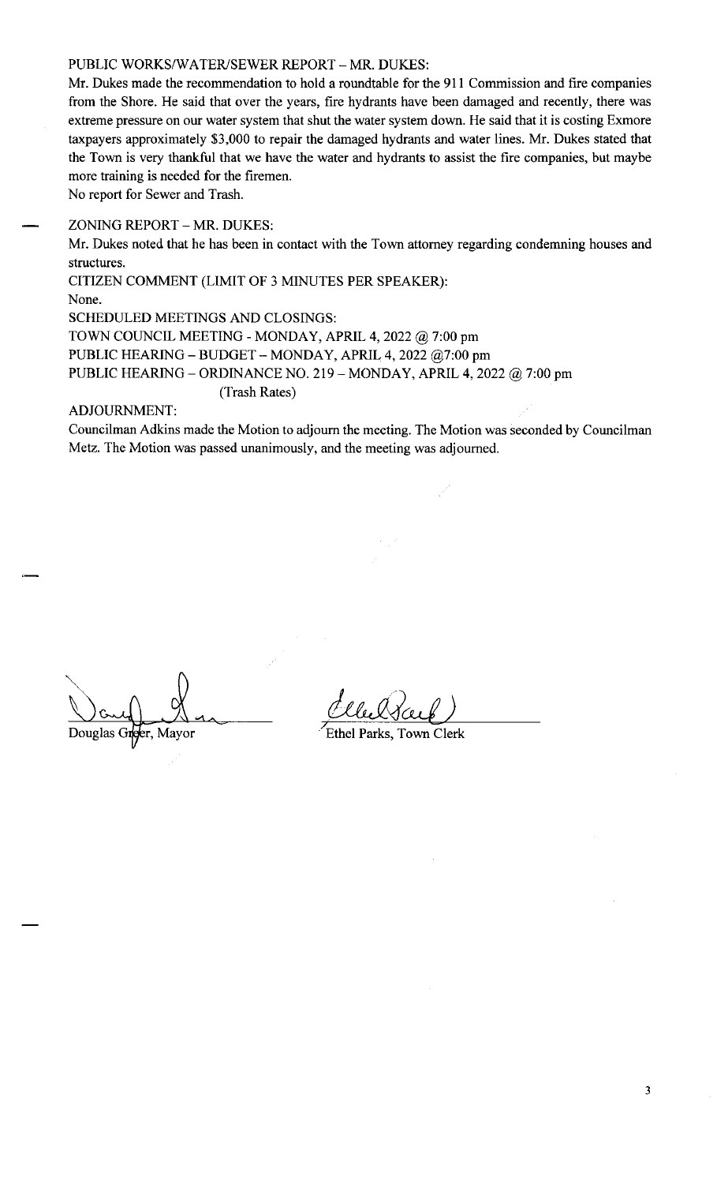PUBLIC WORKS/WATER/SEWER REPORT – MR. DUKES:

Mr. Dukes made the recommendation to hold a roundtable for the 911 Commission and fire companies from the Shore. He said that over the years, fire hydrants have been damaged and recently, there was extreme pressure on our water system that shut the water system down. He said that it is costing Exmore taxpayers approximately $3,000 to repair the damaged hydrants and water lines. Mr. Dukes stated that the Town is very thankful that we have the water and hydrants to assist the fire companies, but maybe more training is needed for the firemen.

No report for Sewer and Trash.

ZONING REPORT – MR. DUKES:

Mr. Dukes noted that he has been in contact with the Town attorney regarding condemning houses and structures.

CITIZEN COMMENT (LIMIT OF 3 MINUTES PER SPEAKER):

None.

SCHEDULED MEETINGS AND CLOSINGS:

TOWN COUNCIL MEETING - MONDAY, APRIL 4, 2022 @ 7:00 pm

PUBLIC HEARING – BUDGET – MONDAY, APRIL 4, 2022 @7:00 pm

PUBLIC HEARING – ORDINANCE NO. 219 – MONDAY, APRIL 4, 2022 @ 7:00 pm
(Trash Rates)

ADJOURNMENT:

Councilman Adkins made the Motion to adjourn the meeting. The Motion was seconded by Councilman Metz. The Motion was passed unanimously, and the meeting was adjourned.

Douglas Greer, Mayor

Ethel Parks, Town Clerk